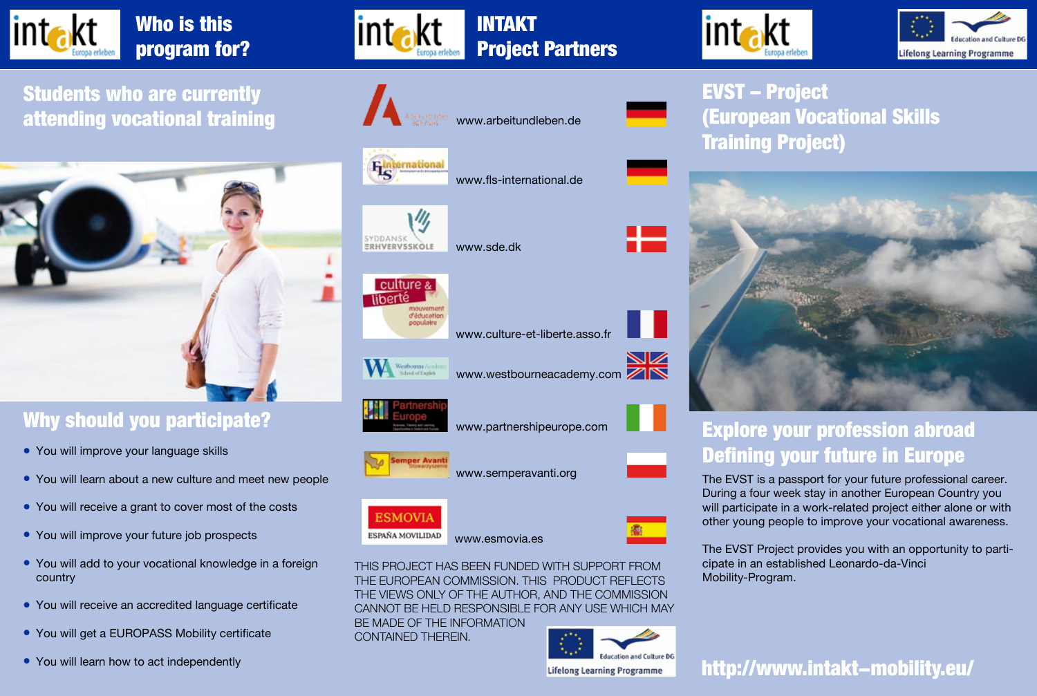## Who is this program for?

### Students who are currently attending vocational training

### Why should you participate?

- You will improve your language skills
- You will learn about a new culture and meet new people
- You will receive a grant to cover most of the costs
- You will improve your future job prospects
- You will add to your vocational knowledge in a foreign country
- You will receive an accredited language certificate
- You will get a EUROPASS Mobility certificate
- You will learn how to act independently

## INTAKT Project Partners

- www.arbeitundleben.de
- www.fls-international.de
- www.sde.dk
- www.culture-et-liberte.asso.fr
- www.westbourneacademy.com
- www.partnershipeurope.com
- www.semperavanti.org
- www.esmovia.es

THIS PROJECT HAS BEEN FUNDED WITH SUPPORT FROM THE EUROPEAN COMMISSION. THIS PRODUCT REFLECTS THE VIEWS ONLY OF THE AUTHOR, AND THE COMMISSION CANNOT BE HELD RESPONSIBLE FOR ANY USE WHICH MAY BE MADE OF THE INFORMATION CONTAINED THEREIN.

Education and Culture DG
Lifelong Learning Programme

## EVST – Project (European Vocational Skills Training Project)

### Explore your profession abroad Defining your future in Europe

The EVST is a passport for your future professional career. During a four week stay in another European Country you will participate in a work-related project either alone or with other young people to improve your vocational awareness.

The EVST Project provides you with an opportunity to participate in an established Leonardo-da-Vinci Mobility-Program.

**http://www.intakt-mobility.eu/**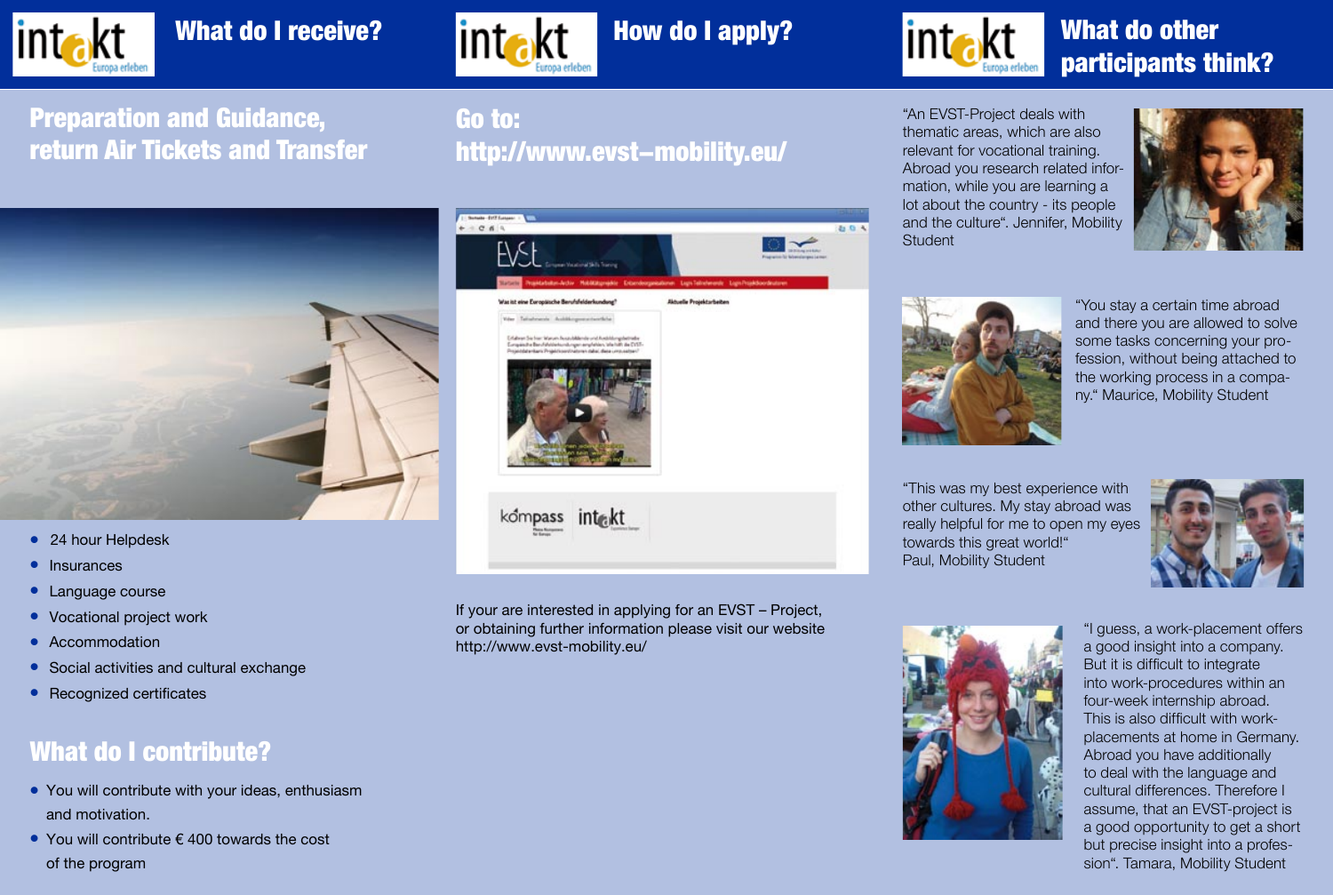## What do I receive?

### Preparation and Guidance, return Air Tickets and Transfer

- 24 hour Helpdesk
- Insurances
- Language course
- Vocational project work
- Accommodation
- Social activities and cultural exchange
- Recognized certificates

### What do I contribute?

- You will contribute with your ideas, enthusiasm and motivation.
- You will contribute € 400 towards the cost of the program

## How do I apply?

### Go to: http://www.evst-mobility.eu/

If your are interested in applying for an EVST – Project, or obtaining further information please visit our website http://www.evst-mobility.eu/

## What do other participants think?

"An EVST-Project deals with thematic areas, which are also relevant for vocational training. Abroad you research related information, while you are learning a lot about the country - its people and the culture". Jennifer, Mobility Student

"You stay a certain time abroad and there you are allowed to solve some tasks concerning your profession, without being attached to the working process in a company." Maurice, Mobility Student

"This was my best experience with other cultures. My stay abroad was really helpful for me to open my eyes towards this great world!" Paul, Mobility Student

"I guess, a work-placement offers a good insight into a company. But it is difficult to integrate into work-procedures within an four-week internship abroad. This is also difficult with work-placements at home in Germany. Abroad you have additionally to deal with the language and cultural differences. Therefore I assume, that an EVST-project is a good opportunity to get a short but precise insight into a profession". Tamara, Mobility Student